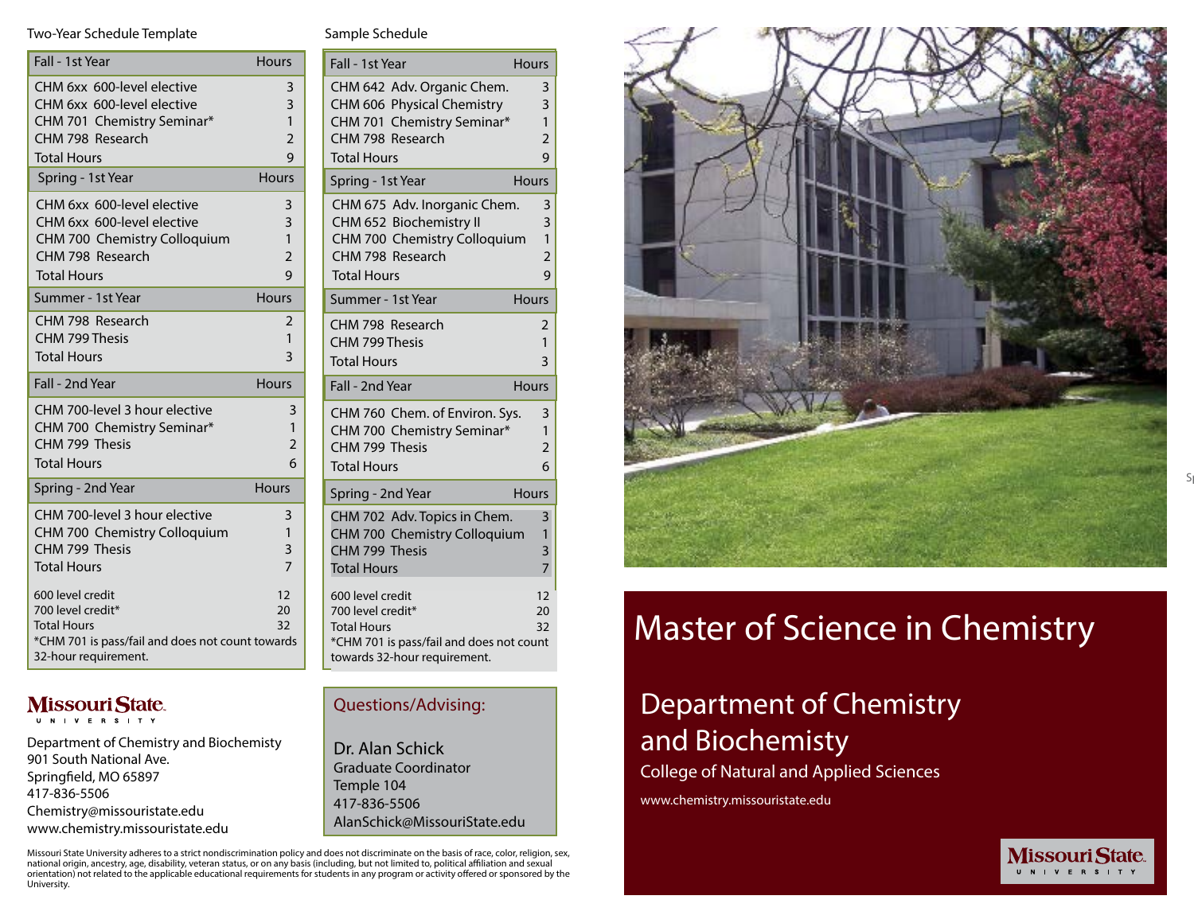## Two-Year Schedule Template

| Fall - 1st Year | Hours |
|---|---|
| CHM 6xx 600-level elective | 3 |
| CHM 6xx 600-level elective | 3 |
| CHM 701 Chemistry Seminar* | 1 |
| CHM 798 Research | 2 |
| Total Hours | 9 |
| **Spring - 1st Year** | **Hours** |
| CHM 6xx 600-level elective | 3 |
| CHM 6xx 600-level elective | 3 |
| CHM 700 Chemistry Colloquium | 1 |
| CHM 798 Research | 2 |
| Total Hours | 9 |
| **Summer - 1st Year** | **Hours** |
| CHM 798 Research | 2 |
| CHM 799 Thesis | 1 |
| Total Hours | 3 |
| **Fall - 2nd Year** | **Hours** |
| CHM 700-level 3 hour elective | 3 |
| CHM 700 Chemistry Seminar* | 1 |
| CHM 799 Thesis | 2 |
| Total Hours | 6 |
| **Spring - 2nd Year** | **Hours** |
| CHM 700-level 3 hour elective | 3 |
| CHM 700 Chemistry Colloquium | 1 |
| CHM 799 Thesis | 3 |
| Total Hours | 7 |
| 600 level credit | 12 |
| 700 level credit* | 20 |
| Total Hours | 32 |

*CHM 701 is pass/fail and does not count towards 32-hour requirement.

## Sample Schedule

| Fall - 1st Year | Hours |
|---|---|
| CHM 642 Adv. Organic Chem. | 3 |
| CHM 606 Physical Chemistry | 3 |
| CHM 701 Chemistry Seminar* | 1 |
| CHM 798 Research | 2 |
| Total Hours | 9 |
| **Spring - 1st Year** | **Hours** |
| CHM 675 Adv. Inorganic Chem. | 3 |
| CHM 652 Biochemistry II | 3 |
| CHM 700 Chemistry Colloquium | 1 |
| CHM 798 Research | 2 |
| Total Hours | 9 |
| **Summer - 1st Year** | **Hours** |
| CHM 798 Research | 2 |
| CHM 799 Thesis | 1 |
| Total Hours | 3 |
| **Fall - 2nd Year** | **Hours** |
| CHM 760 Chem. of Environ. Sys. | 3 |
| CHM 700 Chemistry Seminar* | 1 |
| CHM 799 Thesis | 2 |
| Total Hours | 6 |
| **Spring - 2nd Year** | **Hours** |
| CHM 702 Adv. Topics in Chem. | 3 |
| CHM 700 Chemistry Colloquium | 1 |
| CHM 799 Thesis | 3 |
| Total Hours | 7 |
| 600 level credit | 12 |
| 700 level credit* | 20 |
| Total Hours | 32 |

*CHM 701 is pass/fail and does not count towards 32-hour requirement.

**Missouri State University**

Department of Chemistry and Biochemisty
901 South National Ave.
Springfield, MO 65897
417-836-5506
Chemistry@missouristate.edu
www.chemistry.missouristate.edu

### Questions/Advising:

Dr. Alan Schick
Graduate Coordinator
Temple 104
417-836-5506
AlanSchick@MissouriState.edu

Missouri State University adheres to a strict nondiscrimination policy and does not discriminate on the basis of race, color, religion, sex, national origin, ancestry, age, disability, veteran status, or on any basis (including, but not limited to, political affiliation and sexual orientation) not related to the applicable educational requirements for students in any program or activity offered or sponsored by the University.

# Master of Science in Chemistry

## Department of Chemistry and Biochemisty

College of Natural and Applied Sciences

www.chemistry.missouristate.edu

**Missouri State University**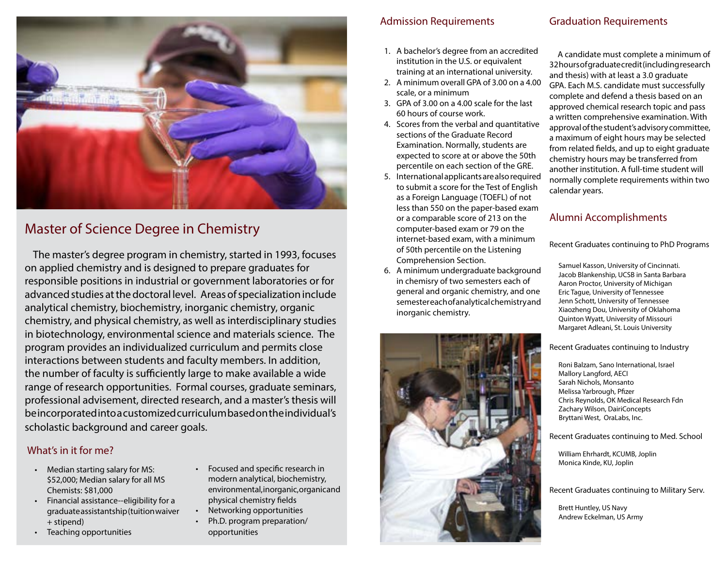## Master of Science Degree in Chemistry

The master's degree program in chemistry, started in 1993, focuses on applied chemistry and is designed to prepare graduates for responsible positions in industrial or government laboratories or for advanced studies at the doctoral level. Areas of specialization include analytical chemistry, biochemistry, inorganic chemistry, organic chemistry, and physical chemistry, as well as interdisciplinary studies in biotechnology, environmental science and materials science. The program provides an individualized curriculum and permits close interactions between students and faculty members. In addition, the number of faculty is sufficiently large to make available a wide range of research opportunities. Formal courses, graduate seminars, professional advisement, directed research, and a master's thesis will be incorporated into a customized curriculum based on the individual's scholastic background and career goals.

### What's in it for me?

- Median starting salary for MS: \$52,000; Median salary for all MS Chemists: \$81,000
- Financial assistance--eligibility for a graduate assistantship (tuition waiver + stipend)
- Teaching opportunities
- Focused and specific research in modern analytical, biochemistry, environmental, inorganic, organic and physical chemistry fields
- Networking opportunities
- Ph.D. program preparation/ opportunities

### Admission Requirements

1. A bachelor's degree from an accredited institution in the U.S. or equivalent training at an international university.
2. A minimum overall GPA of 3.00 on a 4.00 scale, or a minimum
3. GPA of 3.00 on a 4.00 scale for the last 60 hours of course work.
4. Scores from the verbal and quantitative sections of the Graduate Record Examination. Normally, students are expected to score at or above the 50th percentile on each section of the GRE.
5. International applicants are also required to submit a score for the Test of English as a Foreign Language (TOEFL) of not less than 550 on the paper-based exam or a comparable score of 213 on the computer-based exam or 79 on the internet-based exam, with a minimum of 50th percentile on the Listening Comprehension Section.
6. A minimum undergraduate background in chemisry of two semesters each of general and organic chemistry, and one semester each of analytical chemistry and inorganic chemistry.

### Graduation Requirements

A candidate must complete a minimum of 32 hours of graduate credit (including research and thesis) with at least a 3.0 graduate GPA. Each M.S. candidate must successfully complete and defend a thesis based on an approved chemical research topic and pass a written comprehensive examination. With approval of the student's advisory committee, a maximum of eight hours may be selected from related fields, and up to eight graduate chemistry hours may be transferred from another institution. A full-time student will normally complete requirements within two calendar years.

### Alumni Accomplishments

Recent Graduates continuing to PhD Programs

Samuel Kasson, University of Cincinnati.
Jacob Blankenship, UCSB in Santa Barbara
Aaron Proctor, University of Michigan
Eric Tague, University of Tennessee
Jenn Schott, University of Tennessee
Xiaozheng Dou, University of Oklahoma
Quinton Wyatt, University of Missouri
Margaret Adleani, St. Louis University

Recent Graduates continuing to Industry

Roni Balzam, Sano International, Israel
Mallory Langford, AECI
Sarah Nichols, Monsanto
Melissa Yarbrough, Pfizer
Chris Reynolds, OK Medical Research Fdn
Zachary Wilson, DairiConcepts
Bryttani West, OraLabs, Inc.

Recent Graduates continuing to Med. School

William Ehrhardt, KCUMB, Joplin
Monica Kinde, KU, Joplin

Recent Graduates continuing to Military Serv.

Brett Huntley, US Navy
Andrew Eckelman, US Army